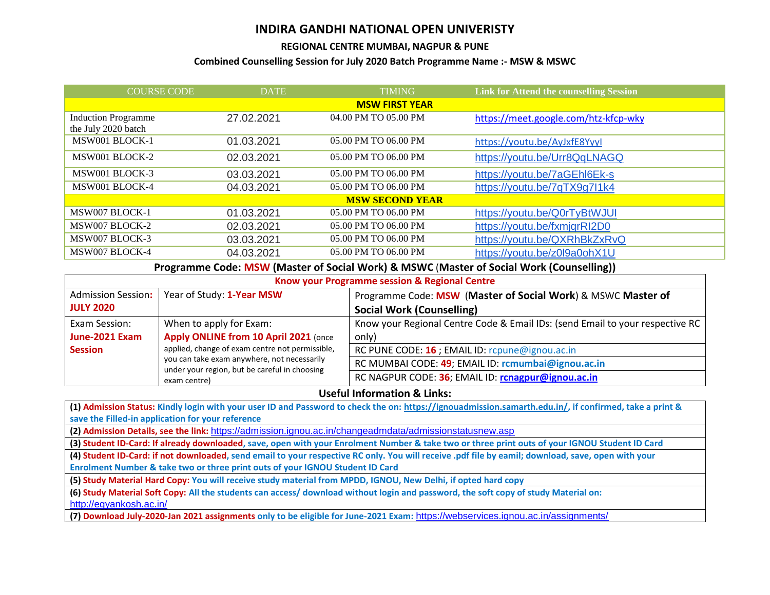# INDIRA GANDHI NATIONAL OPEN UNIVERSITY

## REGIONAL CENTRE MUMBAI, NAGPUR & PUNE

### Combined Counselling Session for July 2020 Batch Programme Name :- MSW & MSWC

| COURSE CODE | DATE | TIMING | Link for Attend the counselling Session |
|---|---|---|---|
| **MSW FIRST YEAR** | | | |
| Induction Programme the July 2020 batch | 27.02.2021 | 04.00 PM TO 05.00 PM | https://meet.google.com/htz-kfcp-wky |
| MSW001 BLOCK-1 | 01.03.2021 | 05.00 PM TO 06.00 PM | https://youtu.be/AyJxfE8YyyI |
| MSW001 BLOCK-2 | 02.03.2021 | 05.00 PM TO 06.00 PM | https://youtu.be/Urr8QqLNAGQ |
| MSW001 BLOCK-3 | 03.03.2021 | 05.00 PM TO 06.00 PM | https://youtu.be/7aGEhl6Ek-s |
| MSW001 BLOCK-4 | 04.03.2021 | 05.00 PM TO 06.00 PM | https://youtu.be/7qTX9g7I1k4 |
| **MSW SECOND YEAR** | | | |
| MSW007 BLOCK-1 | 01.03.2021 | 05.00 PM TO 06.00 PM | https://youtu.be/Q0rTyBtWJUI |
| MSW007 BLOCK-2 | 02.03.2021 | 05.00 PM TO 06.00 PM | https://youtu.be/fxmjqrRI2D0 |
| MSW007 BLOCK-3 | 03.03.2021 | 05.00 PM TO 06.00 PM | https://youtu.be/QXRhBkZxRvQ |
| MSW007 BLOCK-4 | 04.03.2021 | 05.00 PM TO 06.00 PM | https://youtu.be/z0l9a0ohX1U |

**Programme Code: MSW (Master of Social Work) & MSWC (Master of Social Work (Counselling))**

| Know your Programme session & Regional Centre | | |
|---|---|---|
| Admission Session: **JULY 2020** | Year of Study: **1-Year MSW** | Programme Code: **MSW** (**Master of Social Work**) & MSWC **Master of Social Work (Counselling)** |
| Exam Session: **June-2021 Exam Session** | When to apply for Exam: **Apply ONLINE from 10 April 2021** (once applied, change of exam centre not permissible, you can take exam anywhere, not necessarily under your region, but be careful in choosing exam centre) | Know your Regional Centre Code & Email IDs: (send Email to your respective RC only) |
| | | RC PUNE CODE: **16** ; EMAIL ID: rcpune@ignou.ac.in |
| | | RC MUMBAI CODE: **49**; EMAIL ID: **rcmumbai@ignou.ac.in** |
| | | RC NAGPUR CODE: **36**; EMAIL ID: **rcnagpur@ignou.ac.in** |

**Useful Information & Links:**

| |
|---|
| **(1) Admission Status: Kindly login with your user ID and Password to check the on: https://ignouadmission.samarth.edu.in/, if confirmed, take a print & save the Filled-in application for your reference** |
| **(2) Admission Details, see the link:** https://admission.ignou.ac.in/changeadmdata/admissionstatusnew.asp |
| **(3) Student ID-Card: If already downloaded, save, open with your Enrolment Number & take two or three print outs of your IGNOU Student ID Card** |
| **(4) Student ID-Card: if not downloaded, send email to your respective RC only. You will receive .pdf file by eamil; download, save, open with your Enrolment Number & take two or three print outs of your IGNOU Student ID Card** |
| **(5) Study Material Hard Copy: You will receive study material from MPDD, IGNOU, New Delhi, if opted hard copy** |
| **(6) Study Material Soft Copy: All the students can access/ download without login and password, the soft copy of study Material on:** http://egyankosh.ac.in/ |
| **(7) Download July-2020-Jan 2021 assignments only to be eligible for June-2021 Exam:** https://webservices.ignou.ac.in/assignments/ |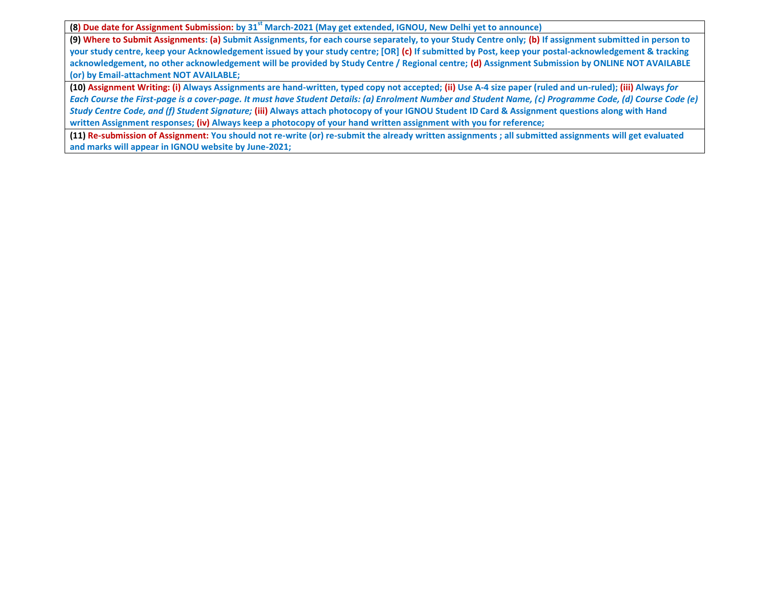**(8) Due date for Assignment Submission: by 31st March-2021 (May get extended, IGNOU, New Delhi yet to announce)**

**(9) Where to Submit Assignments: (a) Submit Assignments, for each course separately, to your Study Centre only; (b) If assignment submitted in person to your study centre, keep your Acknowledgement issued by your study centre; [OR] (c) If submitted by Post, keep your postal-acknowledgement & tracking acknowledgement, no other acknowledgement will be provided by Study Centre / Regional centre; (d) Assignment Submission by ONLINE NOT AVAILABLE (or) by Email-attachment NOT AVAILABLE;**

**(10) Assignment Writing: (i) Always Assignments are hand-written, typed copy not accepted; (ii) Use A-4 size paper (ruled and un-ruled); (iii) Always *for Each Course the First-page is a cover-page. It must have Student Details: (a) Enrolment Number and Student Name, (c) Programme Code, (d) Course Code (e) Study Centre Code, and (f) Student Signature;* (iii) Always attach photocopy of your IGNOU Student ID Card & Assignment questions along with Hand written Assignment responses; (iv) Always keep a photocopy of your hand written assignment with you for reference;**

**(11) Re-submission of Assignment: You should not re-write (or) re-submit the already written assignments ; all submitted assignments will get evaluated and marks will appear in IGNOU website by June-2021;**